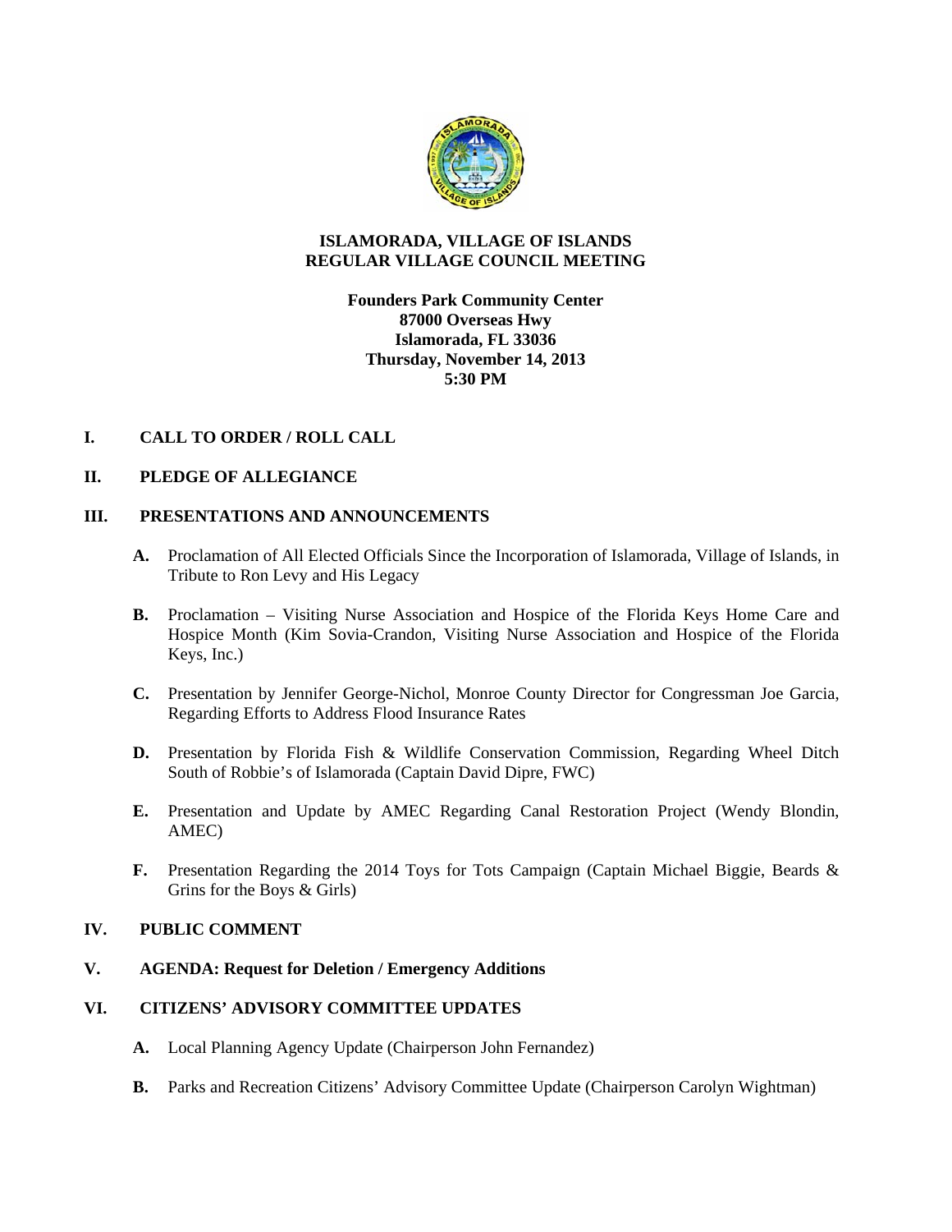# ISLAMORADA, VILLAGE OF ISLANDS
## REGULAR VILLAGE COUNCIL MEETING

**Founders Park Community Center**
**87000 Overseas Hwy**
**Islamorada, FL 33036**
**Thursday, November 14, 2013**
**5:30 PM**

## I. CALL TO ORDER / ROLL CALL

## II. PLEDGE OF ALLEGIANCE

## III. PRESENTATIONS AND ANNOUNCEMENTS

**A.** Proclamation of All Elected Officials Since the Incorporation of Islamorada, Village of Islands, in Tribute to Ron Levy and His Legacy

**B.** Proclamation – Visiting Nurse Association and Hospice of the Florida Keys Home Care and Hospice Month (Kim Sovia-Crandon, Visiting Nurse Association and Hospice of the Florida Keys, Inc.)

**C.** Presentation by Jennifer George-Nichol, Monroe County Director for Congressman Joe Garcia, Regarding Efforts to Address Flood Insurance Rates

**D.** Presentation by Florida Fish & Wildlife Conservation Commission, Regarding Wheel Ditch South of Robbie's of Islamorada (Captain David Dipre, FWC)

**E.** Presentation and Update by AMEC Regarding Canal Restoration Project (Wendy Blondin, AMEC)

**F.** Presentation Regarding the 2014 Toys for Tots Campaign (Captain Michael Biggie, Beards & Grins for the Boys & Girls)

## IV. PUBLIC COMMENT

## V. AGENDA: Request for Deletion / Emergency Additions

## VI. CITIZENS' ADVISORY COMMITTEE UPDATES

**A.** Local Planning Agency Update (Chairperson John Fernandez)

**B.** Parks and Recreation Citizens' Advisory Committee Update (Chairperson Carolyn Wightman)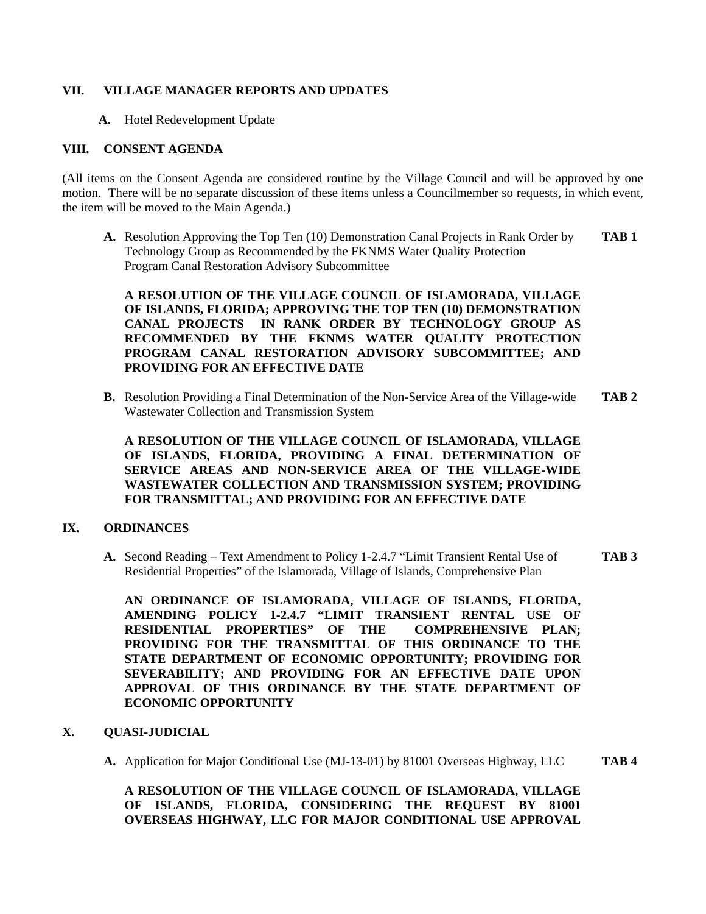## VII. VILLAGE MANAGER REPORTS AND UPDATES

**A.** Hotel Redevelopment Update

## VIII. CONSENT AGENDA

(All items on the Consent Agenda are considered routine by the Village Council and will be approved by one motion. There will be no separate discussion of these items unless a Councilmember so requests, in which event, the item will be moved to the Main Agenda.)

**A.** Resolution Approving the Top Ten (10) Demonstration Canal Projects in Rank Order by Technology Group as Recommended by the FKNMS Water Quality Protection Program Canal Restoration Advisory Subcommittee **TAB 1**

**A RESOLUTION OF THE VILLAGE COUNCIL OF ISLAMORADA, VILLAGE OF ISLANDS, FLORIDA; APPROVING THE TOP TEN (10) DEMONSTRATION CANAL PROJECTS IN RANK ORDER BY TECHNOLOGY GROUP AS RECOMMENDED BY THE FKNMS WATER QUALITY PROTECTION PROGRAM CANAL RESTORATION ADVISORY SUBCOMMITTEE; AND PROVIDING FOR AN EFFECTIVE DATE**

**B.** Resolution Providing a Final Determination of the Non-Service Area of the Village-wide Wastewater Collection and Transmission System **TAB 2**

**A RESOLUTION OF THE VILLAGE COUNCIL OF ISLAMORADA, VILLAGE OF ISLANDS, FLORIDA, PROVIDING A FINAL DETERMINATION OF SERVICE AREAS AND NON-SERVICE AREA OF THE VILLAGE-WIDE WASTEWATER COLLECTION AND TRANSMISSION SYSTEM; PROVIDING FOR TRANSMITTAL; AND PROVIDING FOR AN EFFECTIVE DATE**

## IX. ORDINANCES

**A.** Second Reading – Text Amendment to Policy 1-2.4.7 "Limit Transient Rental Use of Residential Properties" of the Islamorada, Village of Islands, Comprehensive Plan **TAB 3**

**AN ORDINANCE OF ISLAMORADA, VILLAGE OF ISLANDS, FLORIDA, AMENDING POLICY 1-2.4.7 "LIMIT TRANSIENT RENTAL USE OF RESIDENTIAL PROPERTIES" OF THE COMPREHENSIVE PLAN; PROVIDING FOR THE TRANSMITTAL OF THIS ORDINANCE TO THE STATE DEPARTMENT OF ECONOMIC OPPORTUNITY; PROVIDING FOR SEVERABILITY; AND PROVIDING FOR AN EFFECTIVE DATE UPON APPROVAL OF THIS ORDINANCE BY THE STATE DEPARTMENT OF ECONOMIC OPPORTUNITY**

## X. QUASI-JUDICIAL

**A.** Application for Major Conditional Use (MJ-13-01) by 81001 Overseas Highway, LLC **TAB 4**

**A RESOLUTION OF THE VILLAGE COUNCIL OF ISLAMORADA, VILLAGE OF ISLANDS, FLORIDA, CONSIDERING THE REQUEST BY 81001 OVERSEAS HIGHWAY, LLC FOR MAJOR CONDITIONAL USE APPROVAL**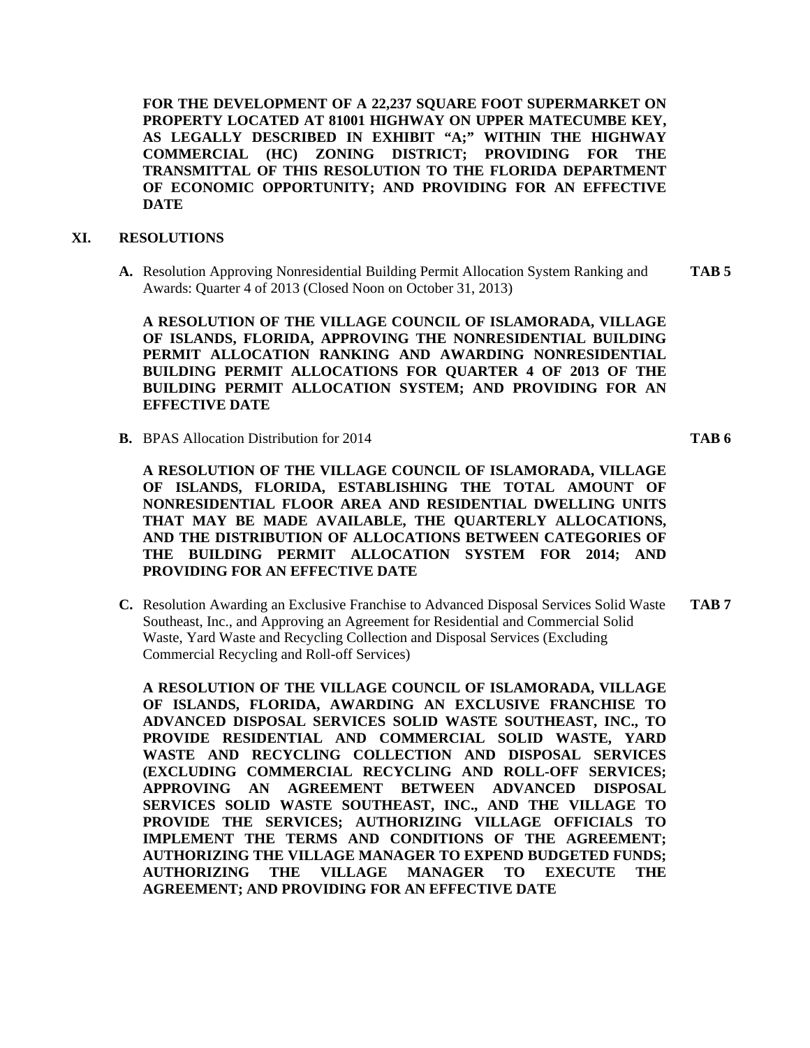**FOR THE DEVELOPMENT OF A 22,237 SQUARE FOOT SUPERMARKET ON PROPERTY LOCATED AT 81001 HIGHWAY ON UPPER MATECUMBE KEY, AS LEGALLY DESCRIBED IN EXHIBIT "A;" WITHIN THE HIGHWAY COMMERCIAL (HC) ZONING DISTRICT; PROVIDING FOR THE TRANSMITTAL OF THIS RESOLUTION TO THE FLORIDA DEPARTMENT OF ECONOMIC OPPORTUNITY; AND PROVIDING FOR AN EFFECTIVE DATE**

## XI. RESOLUTIONS

**A.** Resolution Approving Nonresidential Building Permit Allocation System Ranking and Awards: Quarter 4 of 2013 (Closed Noon on October 31, 2013) **TAB 5**

**A RESOLUTION OF THE VILLAGE COUNCIL OF ISLAMORADA, VILLAGE OF ISLANDS, FLORIDA, APPROVING THE NONRESIDENTIAL BUILDING PERMIT ALLOCATION RANKING AND AWARDING NONRESIDENTIAL BUILDING PERMIT ALLOCATIONS FOR QUARTER 4 OF 2013 OF THE BUILDING PERMIT ALLOCATION SYSTEM; AND PROVIDING FOR AN EFFECTIVE DATE**

**B.** BPAS Allocation Distribution for 2014 **TAB 6**

**A RESOLUTION OF THE VILLAGE COUNCIL OF ISLAMORADA, VILLAGE OF ISLANDS, FLORIDA, ESTABLISHING THE TOTAL AMOUNT OF NONRESIDENTIAL FLOOR AREA AND RESIDENTIAL DWELLING UNITS THAT MAY BE MADE AVAILABLE, THE QUARTERLY ALLOCATIONS, AND THE DISTRIBUTION OF ALLOCATIONS BETWEEN CATEGORIES OF THE BUILDING PERMIT ALLOCATION SYSTEM FOR 2014; AND PROVIDING FOR AN EFFECTIVE DATE**

**C.** Resolution Awarding an Exclusive Franchise to Advanced Disposal Services Solid Waste Southeast, Inc., and Approving an Agreement for Residential and Commercial Solid Waste, Yard Waste and Recycling Collection and Disposal Services (Excluding Commercial Recycling and Roll-off Services) **TAB 7**

**A RESOLUTION OF THE VILLAGE COUNCIL OF ISLAMORADA, VILLAGE OF ISLANDS, FLORIDA, AWARDING AN EXCLUSIVE FRANCHISE TO ADVANCED DISPOSAL SERVICES SOLID WASTE SOUTHEAST, INC., TO PROVIDE RESIDENTIAL AND COMMERCIAL SOLID WASTE, YARD WASTE AND RECYCLING COLLECTION AND DISPOSAL SERVICES (EXCLUDING COMMERCIAL RECYCLING AND ROLL-OFF SERVICES; APPROVING AN AGREEMENT BETWEEN ADVANCED DISPOSAL SERVICES SOLID WASTE SOUTHEAST, INC., AND THE VILLAGE TO PROVIDE THE SERVICES; AUTHORIZING VILLAGE OFFICIALS TO IMPLEMENT THE TERMS AND CONDITIONS OF THE AGREEMENT; AUTHORIZING THE VILLAGE MANAGER TO EXPEND BUDGETED FUNDS; AUTHORIZING THE VILLAGE MANAGER TO EXECUTE THE AGREEMENT; AND PROVIDING FOR AN EFFECTIVE DATE**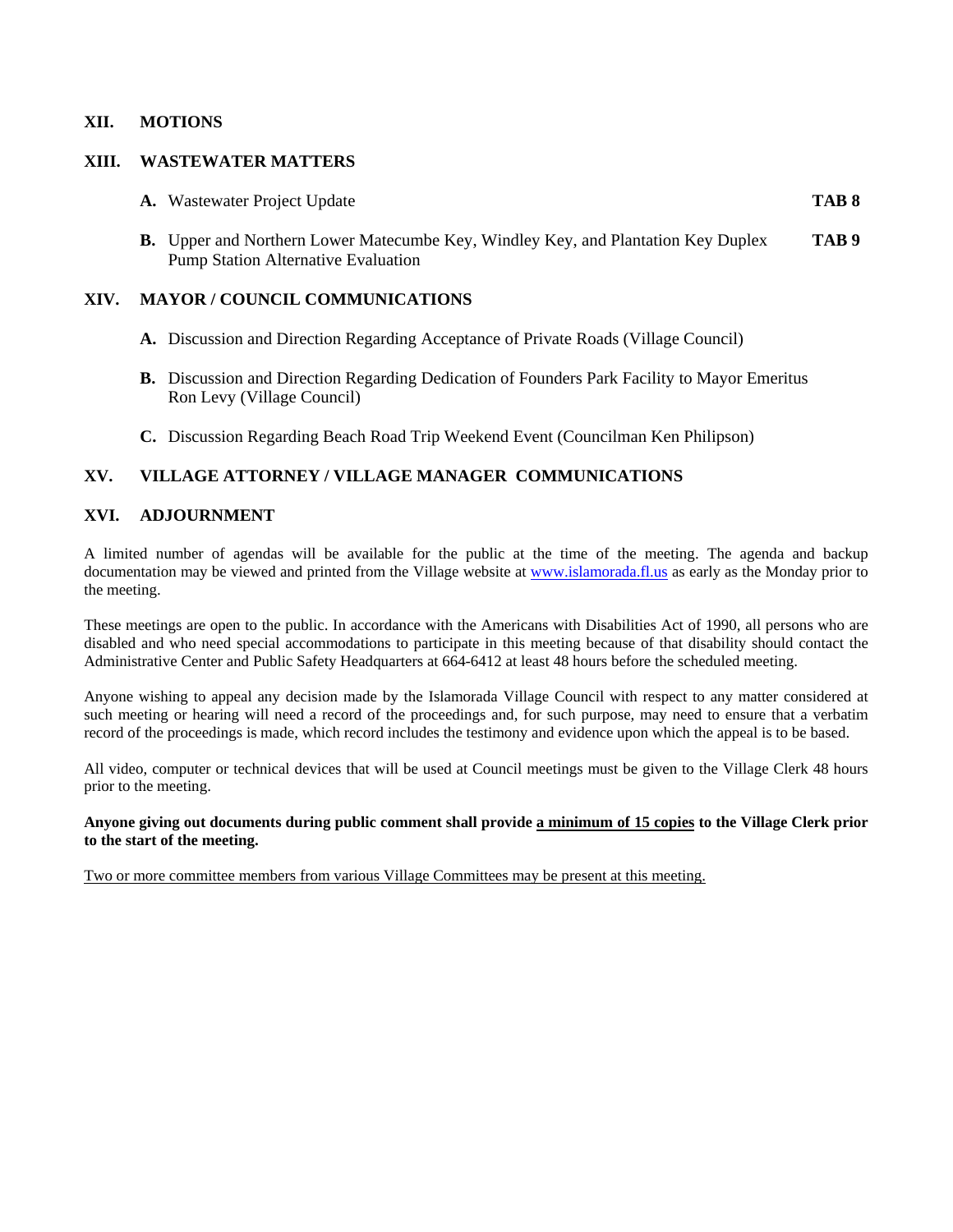## XII. MOTIONS

## XIII. WASTEWATER MATTERS

**A.** Wastewater Project Update **TAB 8**

**B.** Upper and Northern Lower Matecumbe Key, Windley Key, and Plantation Key Duplex Pump Station Alternative Evaluation **TAB 9**

## XIV. MAYOR / COUNCIL COMMUNICATIONS

**A.** Discussion and Direction Regarding Acceptance of Private Roads (Village Council)

**B.** Discussion and Direction Regarding Dedication of Founders Park Facility to Mayor Emeritus Ron Levy (Village Council)

**C.** Discussion Regarding Beach Road Trip Weekend Event (Councilman Ken Philipson)

## XV. VILLAGE ATTORNEY / VILLAGE MANAGER COMMUNICATIONS

## XVI. ADJOURNMENT

A limited number of agendas will be available for the public at the time of the meeting. The agenda and backup documentation may be viewed and printed from the Village website at www.islamorada.fl.us as early as the Monday prior to the meeting.

These meetings are open to the public. In accordance with the Americans with Disabilities Act of 1990, all persons who are disabled and who need special accommodations to participate in this meeting because of that disability should contact the Administrative Center and Public Safety Headquarters at 664-6412 at least 48 hours before the scheduled meeting.

Anyone wishing to appeal any decision made by the Islamorada Village Council with respect to any matter considered at such meeting or hearing will need a record of the proceedings and, for such purpose, may need to ensure that a verbatim record of the proceedings is made, which record includes the testimony and evidence upon which the appeal is to be based.

All video, computer or technical devices that will be used at Council meetings must be given to the Village Clerk 48 hours prior to the meeting.

**Anyone giving out documents during public comment shall provide a minimum of 15 copies to the Village Clerk prior to the start of the meeting.**

Two or more committee members from various Village Committees may be present at this meeting.